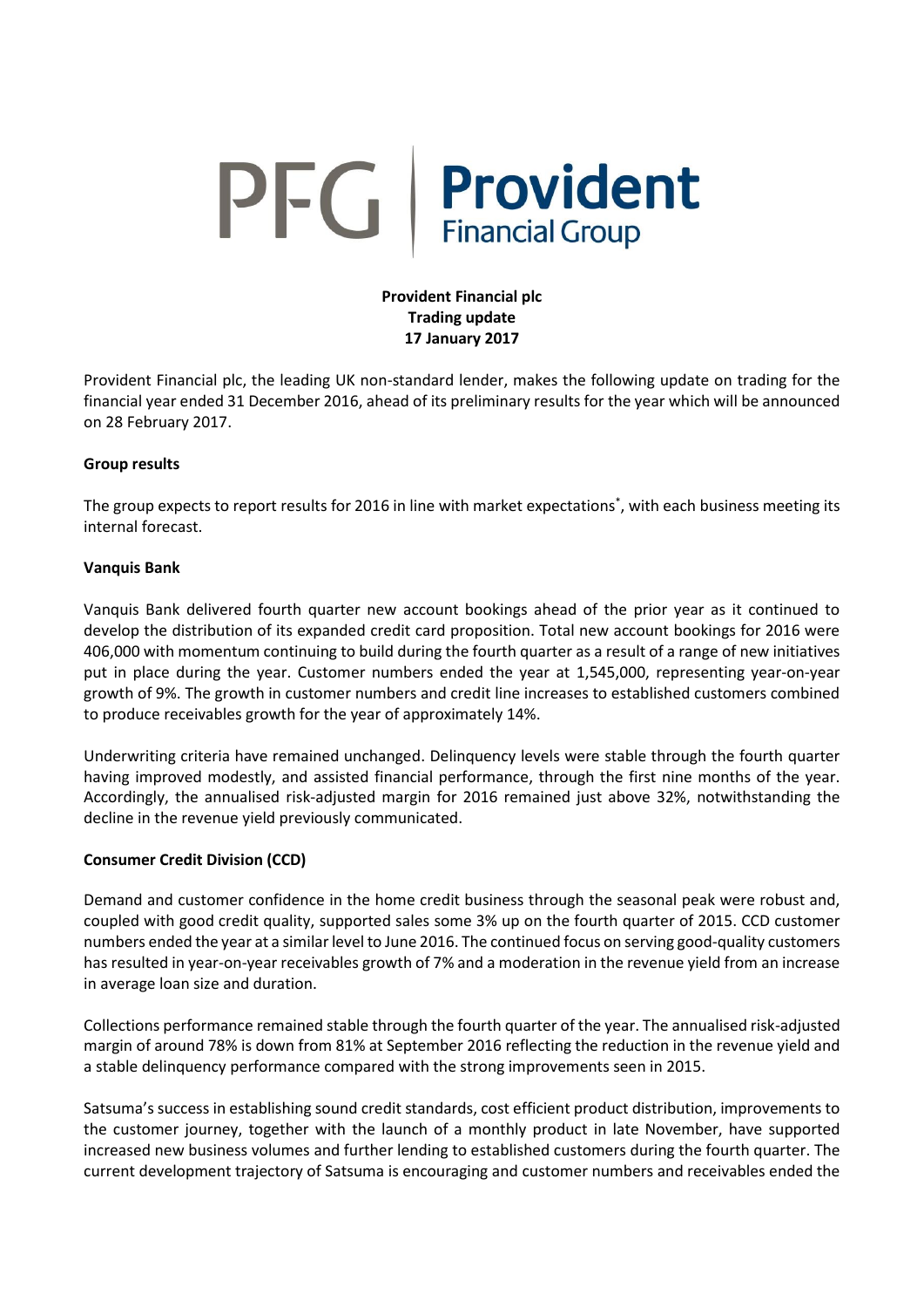PFG | **Provident** Financial Group

**Provident Financial plc**
**Trading update**
**17 January 2017**

Provident Financial plc, the leading UK non-standard lender, makes the following update on trading for the financial year ended 31 December 2016, ahead of its preliminary results for the year which will be announced on 28 February 2017.

**Group results**

The group expects to report results for 2016 in line with market expectations*, with each business meeting its internal forecast.

**Vanquis Bank**

Vanquis Bank delivered fourth quarter new account bookings ahead of the prior year as it continued to develop the distribution of its expanded credit card proposition. Total new account bookings for 2016 were 406,000 with momentum continuing to build during the fourth quarter as a result of a range of new initiatives put in place during the year. Customer numbers ended the year at 1,545,000, representing year-on-year growth of 9%. The growth in customer numbers and credit line increases to established customers combined to produce receivables growth for the year of approximately 14%.

Underwriting criteria have remained unchanged. Delinquency levels were stable through the fourth quarter having improved modestly, and assisted financial performance, through the first nine months of the year. Accordingly, the annualised risk-adjusted margin for 2016 remained just above 32%, notwithstanding the decline in the revenue yield previously communicated.

**Consumer Credit Division (CCD)**

Demand and customer confidence in the home credit business through the seasonal peak were robust and, coupled with good credit quality, supported sales some 3% up on the fourth quarter of 2015. CCD customer numbers ended the year at a similar level to June 2016. The continued focus on serving good-quality customers has resulted in year-on-year receivables growth of 7% and a moderation in the revenue yield from an increase in average loan size and duration.

Collections performance remained stable through the fourth quarter of the year. The annualised risk-adjusted margin of around 78% is down from 81% at September 2016 reflecting the reduction in the revenue yield and a stable delinquency performance compared with the strong improvements seen in 2015.

Satsuma's success in establishing sound credit standards, cost efficient product distribution, improvements to the customer journey, together with the launch of a monthly product in late November, have supported increased new business volumes and further lending to established customers during the fourth quarter. The current development trajectory of Satsuma is encouraging and customer numbers and receivables ended the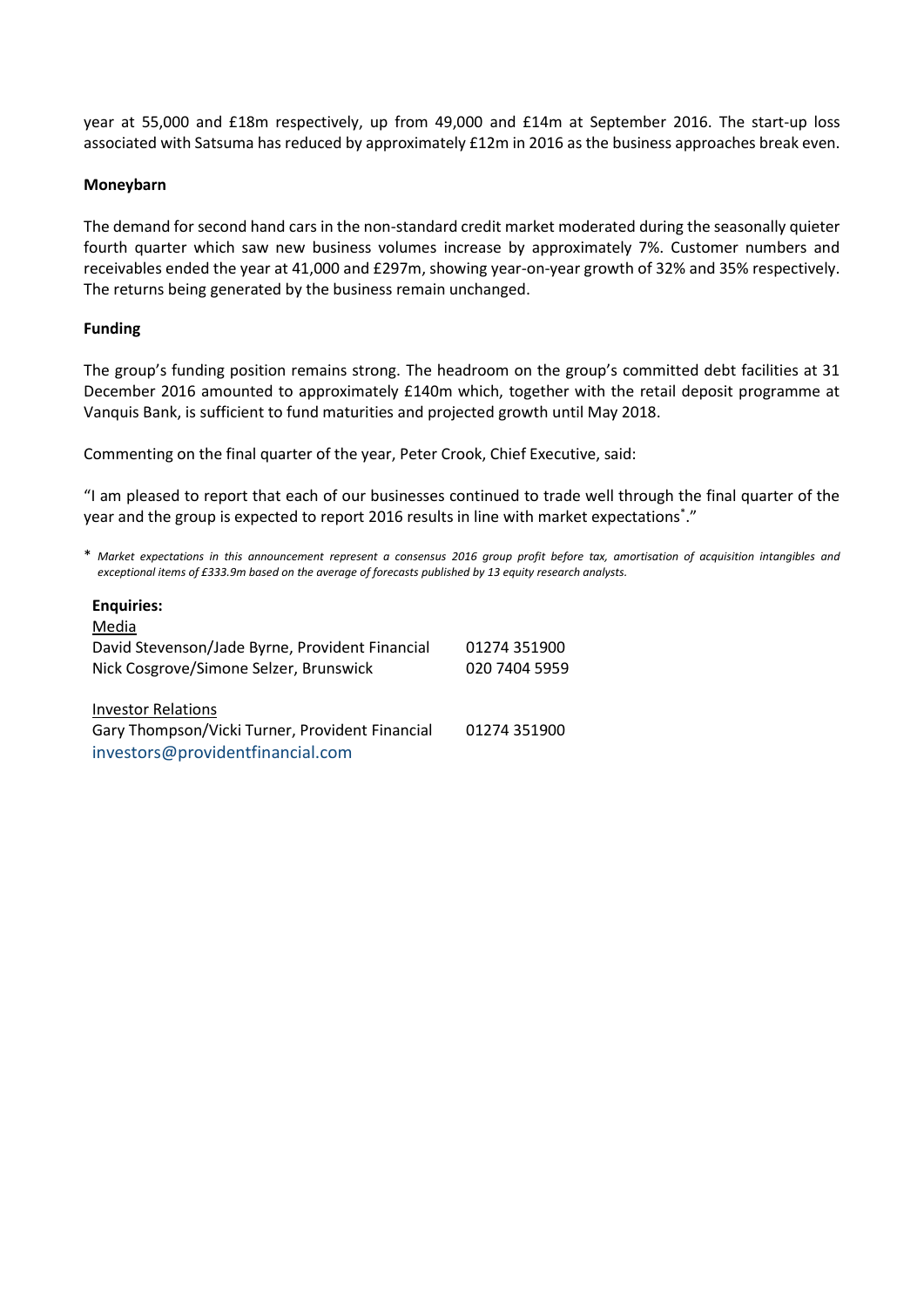year at 55,000 and £18m respectively, up from 49,000 and £14m at September 2016. The start-up loss associated with Satsuma has reduced by approximately £12m in 2016 as the business approaches break even.

**Moneybarn**

The demand for second hand cars in the non-standard credit market moderated during the seasonally quieter fourth quarter which saw new business volumes increase by approximately 7%. Customer numbers and receivables ended the year at 41,000 and £297m, showing year-on-year growth of 32% and 35% respectively. The returns being generated by the business remain unchanged.

**Funding**

The group's funding position remains strong. The headroom on the group's committed debt facilities at 31 December 2016 amounted to approximately £140m which, together with the retail deposit programme at Vanquis Bank, is sufficient to fund maturities and projected growth until May 2018.

Commenting on the final quarter of the year, Peter Crook, Chief Executive, said:

"I am pleased to report that each of our businesses continued to trade well through the final quarter of the year and the group is expected to report 2016 results in line with market expectations*."

\* *Market expectations in this announcement represent a consensus 2016 group profit before tax, amortisation of acquisition intangibles and exceptional items of £333.9m based on the average of forecasts published by 13 equity research analysts.*

**Enquiries:**

Media

| | |
|---|---|
| David Stevenson/Jade Byrne, Provident Financial | 01274 351900 |
| Nick Cosgrove/Simone Selzer, Brunswick | 020 7404 5959 |

Investor Relations

| | |
|---|---|
| Gary Thompson/Vicki Turner, Provident Financial | 01274 351900 |

investors@providentfinancial.com